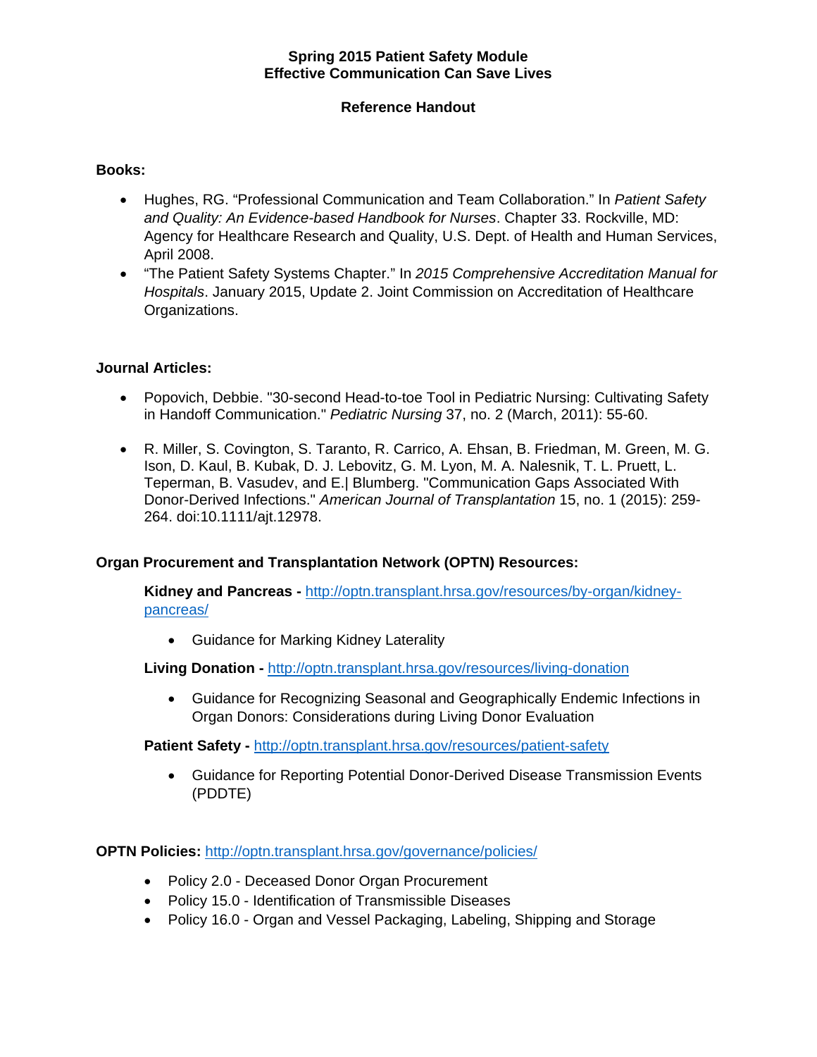**Spring 2015 Patient Safety Module**
**Effective Communication Can Save Lives**

**Reference Handout**

**Books:**

- Hughes, RG. “Professional Communication and Team Collaboration.” In *Patient Safety and Quality: An Evidence-based Handbook for Nurses*. Chapter 33. Rockville, MD: Agency for Healthcare Research and Quality, U.S. Dept. of Health and Human Services, April 2008.
- “The Patient Safety Systems Chapter.” In *2015 Comprehensive Accreditation Manual for Hospitals*. January 2015, Update 2. Joint Commission on Accreditation of Healthcare Organizations.

**Journal Articles:**

- Popovich, Debbie. "30-second Head-to-toe Tool in Pediatric Nursing: Cultivating Safety in Handoff Communication." *Pediatric Nursing* 37, no. 2 (March, 2011): 55-60.
- R. Miller, S. Covington, S. Taranto, R. Carrico, A. Ehsan, B. Friedman, M. Green, M. G. Ison, D. Kaul, B. Kubak, D. J. Lebovitz, G. M. Lyon, M. A. Nalesnik, T. L. Pruett, L. Teperman, B. Vasudev, and E.| Blumberg. "Communication Gaps Associated With Donor-Derived Infections." *American Journal of Transplantation* 15, no. 1 (2015): 259-264. doi:10.1111/ajt.12978.

**Organ Procurement and Transplantation Network (OPTN) Resources:**

**Kidney and Pancreas -** http://optn.transplant.hrsa.gov/resources/by-organ/kidney-pancreas/

- Guidance for Marking Kidney Laterality

**Living Donation -** http://optn.transplant.hrsa.gov/resources/living-donation

- Guidance for Recognizing Seasonal and Geographically Endemic Infections in Organ Donors: Considerations during Living Donor Evaluation

**Patient Safety -** http://optn.transplant.hrsa.gov/resources/patient-safety

- Guidance for Reporting Potential Donor-Derived Disease Transmission Events (PDDTE)

**OPTN Policies:** http://optn.transplant.hrsa.gov/governance/policies/

- Policy 2.0 - Deceased Donor Organ Procurement
- Policy 15.0 - Identification of Transmissible Diseases
- Policy 16.0 - Organ and Vessel Packaging, Labeling, Shipping and Storage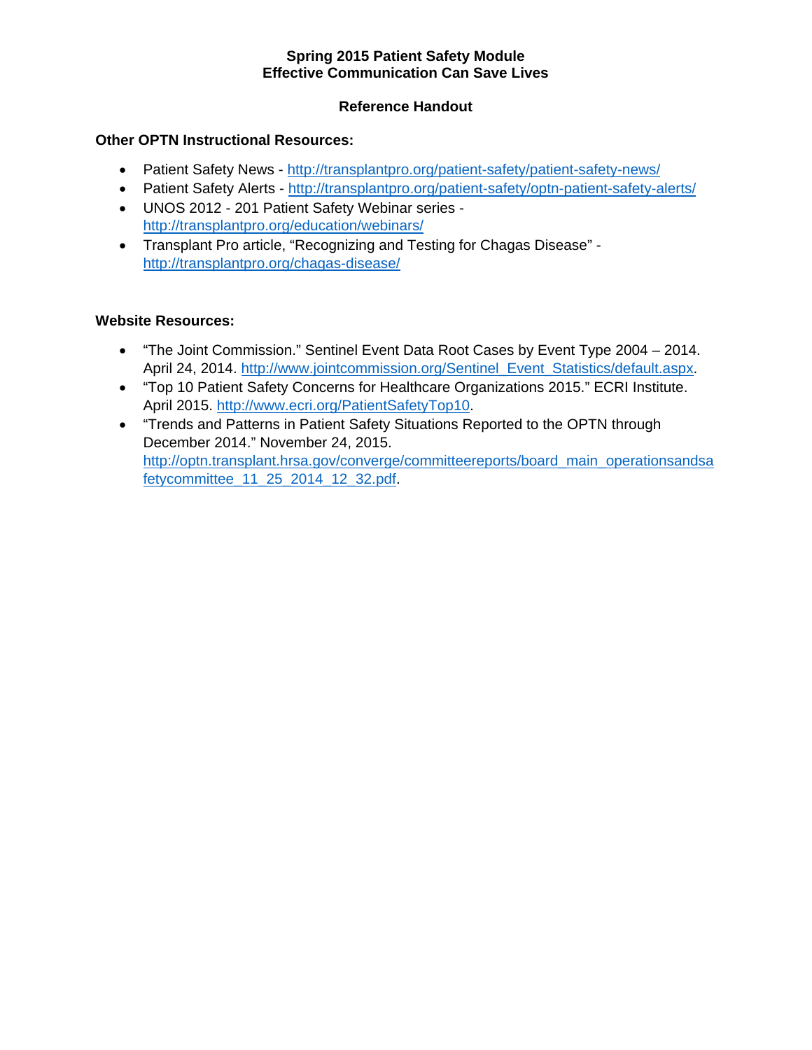**Spring 2015 Patient Safety Module**
**Effective Communication Can Save Lives**

**Reference Handout**

**Other OPTN Instructional Resources:**

- Patient Safety News - http://transplantpro.org/patient-safety/patient-safety-news/
- Patient Safety Alerts - http://transplantpro.org/patient-safety/optn-patient-safety-alerts/
- UNOS 2012 - 201 Patient Safety Webinar series - http://transplantpro.org/education/webinars/
- Transplant Pro article, “Recognizing and Testing for Chagas Disease” - http://transplantpro.org/chagas-disease/

**Website Resources:**

- “The Joint Commission.” Sentinel Event Data Root Cases by Event Type 2004 – 2014. April 24, 2014. http://www.jointcommission.org/Sentinel_Event_Statistics/default.aspx.
- “Top 10 Patient Safety Concerns for Healthcare Organizations 2015.” ECRI Institute. April 2015. http://www.ecri.org/PatientSafetyTop10.
- “Trends and Patterns in Patient Safety Situations Reported to the OPTN through December 2014.” November 24, 2015. http://optn.transplant.hrsa.gov/converge/committeereports/board_main_operationsandsafetycommittee_11_25_2014_12_32.pdf.